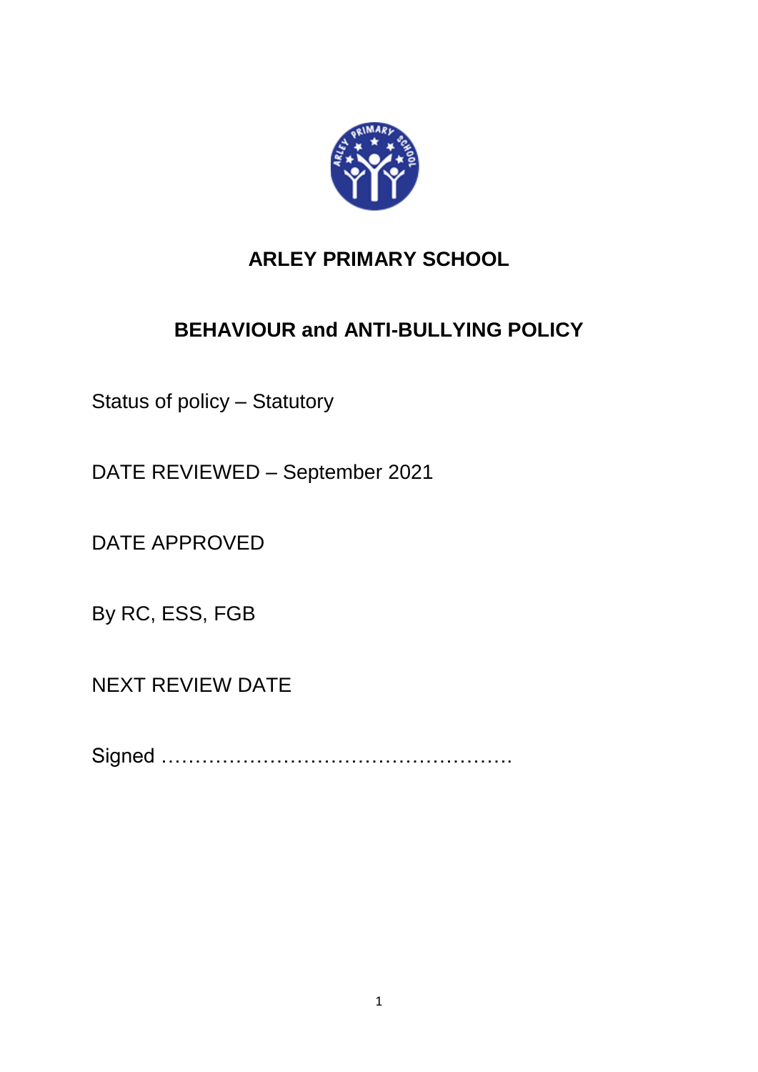# ARLEY PRIMARY SCHOOL

## BEHAVIOUR and ANTI-BULLYING POLICY

Status of policy – Statutory

DATE REVIEWED – September 2021

DATE APPROVED

By RC, ESS, FGB

NEXT REVIEW DATE

Signed …………………………………………….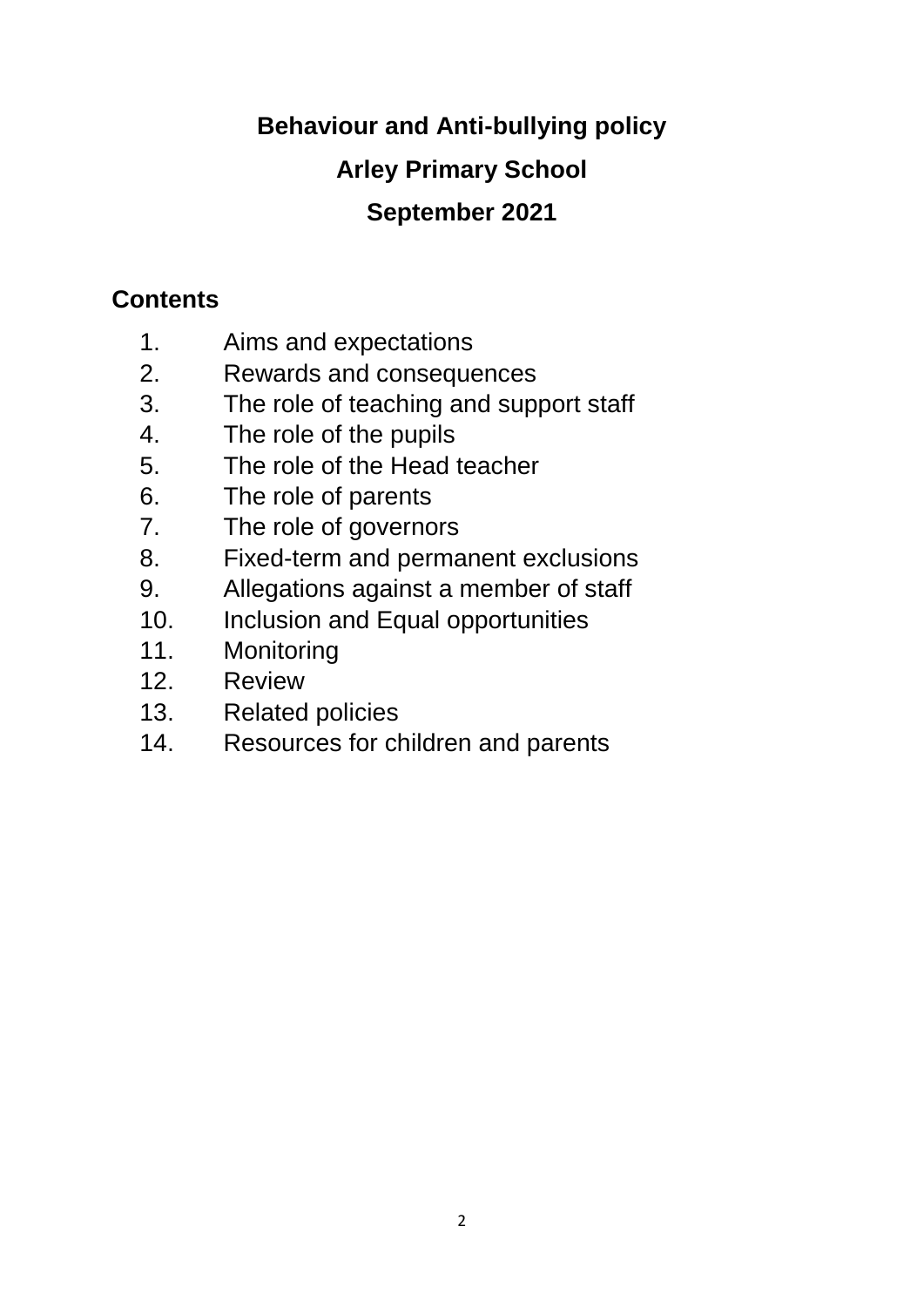**Behaviour and Anti-bullying policy**

**Arley Primary School**

**September 2021**

## Contents

1. Aims and expectations
2. Rewards and consequences
3. The role of teaching and support staff
4. The role of the pupils
5. The role of the Head teacher
6. The role of parents
7. The role of governors
8. Fixed-term and permanent exclusions
9. Allegations against a member of staff
10. Inclusion and Equal opportunities
11. Monitoring
12. Review
13. Related policies
14. Resources for children and parents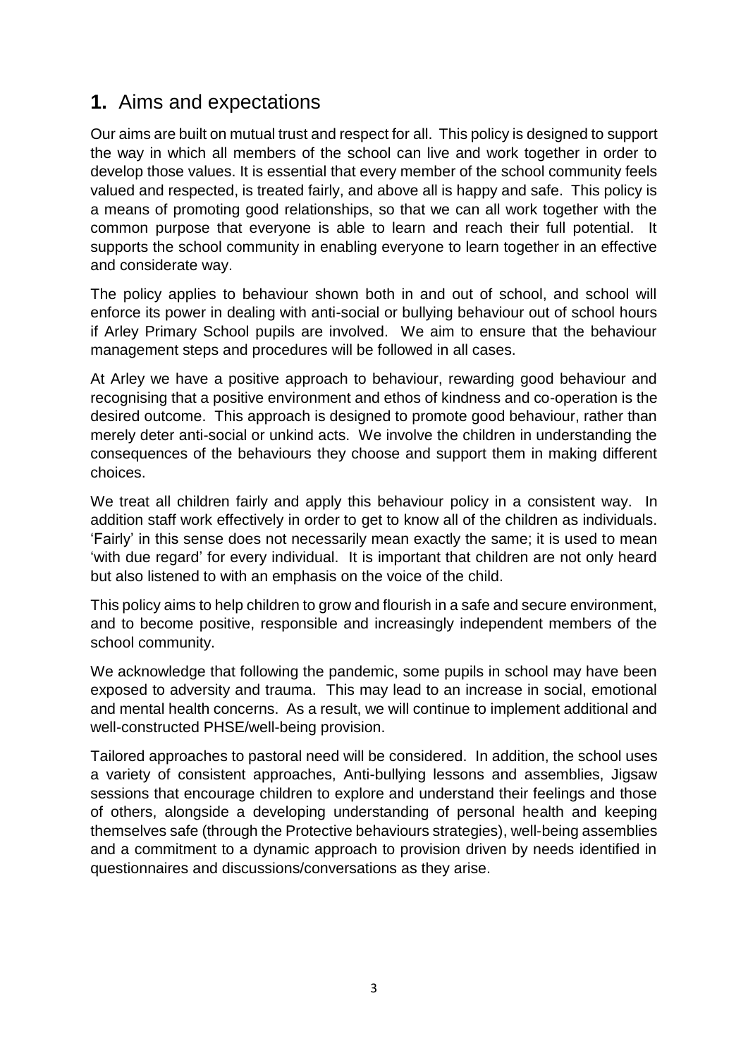## **1.** Aims and expectations

Our aims are built on mutual trust and respect for all. This policy is designed to support the way in which all members of the school can live and work together in order to develop those values. It is essential that every member of the school community feels valued and respected, is treated fairly, and above all is happy and safe. This policy is a means of promoting good relationships, so that we can all work together with the common purpose that everyone is able to learn and reach their full potential. It supports the school community in enabling everyone to learn together in an effective and considerate way.

The policy applies to behaviour shown both in and out of school, and school will enforce its power in dealing with anti-social or bullying behaviour out of school hours if Arley Primary School pupils are involved. We aim to ensure that the behaviour management steps and procedures will be followed in all cases.

At Arley we have a positive approach to behaviour, rewarding good behaviour and recognising that a positive environment and ethos of kindness and co-operation is the desired outcome. This approach is designed to promote good behaviour, rather than merely deter anti-social or unkind acts. We involve the children in understanding the consequences of the behaviours they choose and support them in making different choices.

We treat all children fairly and apply this behaviour policy in a consistent way. In addition staff work effectively in order to get to know all of the children as individuals. 'Fairly' in this sense does not necessarily mean exactly the same; it is used to mean 'with due regard' for every individual. It is important that children are not only heard but also listened to with an emphasis on the voice of the child.

This policy aims to help children to grow and flourish in a safe and secure environment, and to become positive, responsible and increasingly independent members of the school community.

We acknowledge that following the pandemic, some pupils in school may have been exposed to adversity and trauma. This may lead to an increase in social, emotional and mental health concerns. As a result, we will continue to implement additional and well-constructed PHSE/well-being provision.

Tailored approaches to pastoral need will be considered. In addition, the school uses a variety of consistent approaches, Anti-bullying lessons and assemblies, Jigsaw sessions that encourage children to explore and understand their feelings and those of others, alongside a developing understanding of personal health and keeping themselves safe (through the Protective behaviours strategies), well-being assemblies and a commitment to a dynamic approach to provision driven by needs identified in questionnaires and discussions/conversations as they arise.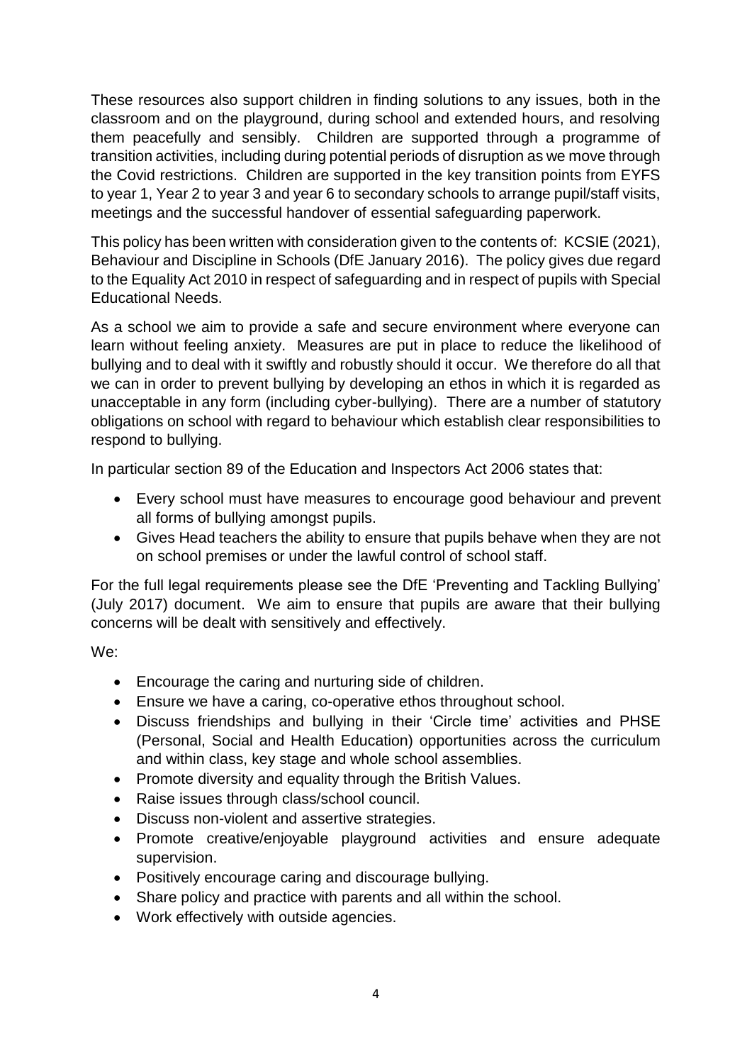These resources also support children in finding solutions to any issues, both in the classroom and on the playground, during school and extended hours, and resolving them peacefully and sensibly. Children are supported through a programme of transition activities, including during potential periods of disruption as we move through the Covid restrictions. Children are supported in the key transition points from EYFS to year 1, Year 2 to year 3 and year 6 to secondary schools to arrange pupil/staff visits, meetings and the successful handover of essential safeguarding paperwork.

This policy has been written with consideration given to the contents of: KCSIE (2021), Behaviour and Discipline in Schools (DfE January 2016). The policy gives due regard to the Equality Act 2010 in respect of safeguarding and in respect of pupils with Special Educational Needs.

As a school we aim to provide a safe and secure environment where everyone can learn without feeling anxiety. Measures are put in place to reduce the likelihood of bullying and to deal with it swiftly and robustly should it occur. We therefore do all that we can in order to prevent bullying by developing an ethos in which it is regarded as unacceptable in any form (including cyber-bullying). There are a number of statutory obligations on school with regard to behaviour which establish clear responsibilities to respond to bullying.

In particular section 89 of the Education and Inspectors Act 2006 states that:

- Every school must have measures to encourage good behaviour and prevent all forms of bullying amongst pupils.
- Gives Head teachers the ability to ensure that pupils behave when they are not on school premises or under the lawful control of school staff.

For the full legal requirements please see the DfE 'Preventing and Tackling Bullying' (July 2017) document. We aim to ensure that pupils are aware that their bullying concerns will be dealt with sensitively and effectively.

We:

- Encourage the caring and nurturing side of children.
- Ensure we have a caring, co-operative ethos throughout school.
- Discuss friendships and bullying in their 'Circle time' activities and PHSE (Personal, Social and Health Education) opportunities across the curriculum and within class, key stage and whole school assemblies.
- Promote diversity and equality through the British Values.
- Raise issues through class/school council.
- Discuss non-violent and assertive strategies.
- Promote creative/enjoyable playground activities and ensure adequate supervision.
- Positively encourage caring and discourage bullying.
- Share policy and practice with parents and all within the school.
- Work effectively with outside agencies.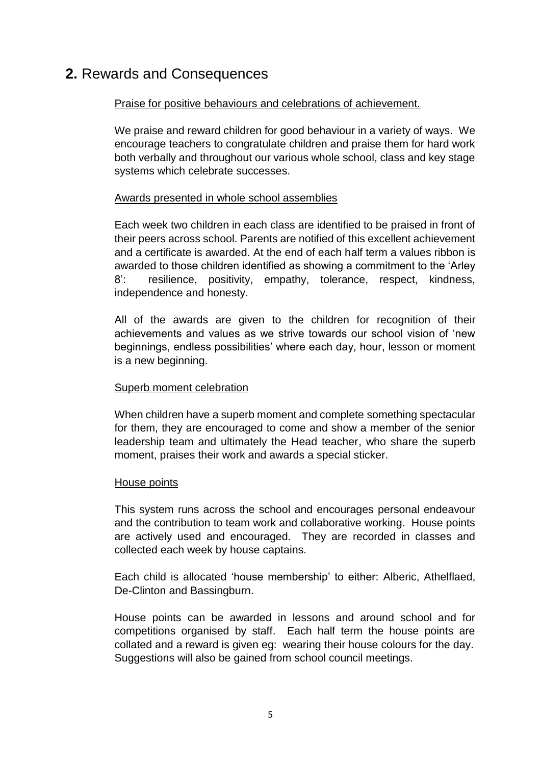## **2.** Rewards and Consequences

Praise for positive behaviours and celebrations of achievement.

We praise and reward children for good behaviour in a variety of ways. We encourage teachers to congratulate children and praise them for hard work both verbally and throughout our various whole school, class and key stage systems which celebrate successes.

Awards presented in whole school assemblies

Each week two children in each class are identified to be praised in front of their peers across school. Parents are notified of this excellent achievement and a certificate is awarded. At the end of each half term a values ribbon is awarded to those children identified as showing a commitment to the 'Arley 8': resilience, positivity, empathy, tolerance, respect, kindness, independence and honesty.

All of the awards are given to the children for recognition of their achievements and values as we strive towards our school vision of 'new beginnings, endless possibilities' where each day, hour, lesson or moment is a new beginning.

Superb moment celebration

When children have a superb moment and complete something spectacular for them, they are encouraged to come and show a member of the senior leadership team and ultimately the Head teacher, who share the superb moment, praises their work and awards a special sticker.

House points

This system runs across the school and encourages personal endeavour and the contribution to team work and collaborative working. House points are actively used and encouraged. They are recorded in classes and collected each week by house captains.

Each child is allocated 'house membership' to either: Alberic, Athelflaed, De-Clinton and Bassingburn.

House points can be awarded in lessons and around school and for competitions organised by staff. Each half term the house points are collated and a reward is given eg: wearing their house colours for the day. Suggestions will also be gained from school council meetings.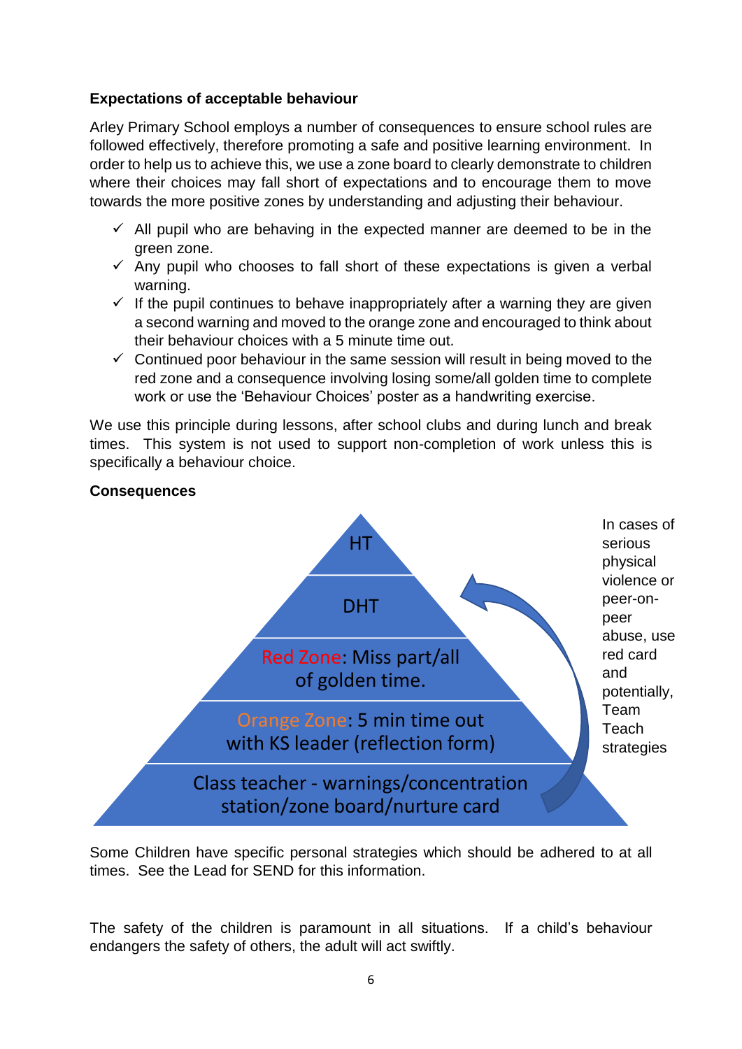**Expectations of acceptable behaviour**

Arley Primary School employs a number of consequences to ensure school rules are followed effectively, therefore promoting a safe and positive learning environment. In order to help us to achieve this, we use a zone board to clearly demonstrate to children where their choices may fall short of expectations and to encourage them to move towards the more positive zones by understanding and adjusting their behaviour.

- ✓ All pupil who are behaving in the expected manner are deemed to be in the green zone.
- ✓ Any pupil who chooses to fall short of these expectations is given a verbal warning.
- ✓ If the pupil continues to behave inappropriately after a warning they are given a second warning and moved to the orange zone and encouraged to think about their behaviour choices with a 5 minute time out.
- ✓ Continued poor behaviour in the same session will result in being moved to the red zone and a consequence involving losing some/all golden time to complete work or use the 'Behaviour Choices' poster as a handwriting exercise.

We use this principle during lessons, after school clubs and during lunch and break times. This system is not used to support non-completion of work unless this is specifically a behaviour choice.

**Consequences**

- HT
- DHT
- Red Zone: Miss part/all of golden time.
- Orange Zone: 5 min time out with KS leader (reflection form)
- Class teacher - warnings/concentration station/zone board/nurture card

In cases of serious physical violence or peer-on-peer abuse, use red card and potentially, Team Teach strategies

Some Children have specific personal strategies which should be adhered to at all times. See the Lead for SEND for this information.

The safety of the children is paramount in all situations. If a child's behaviour endangers the safety of others, the adult will act swiftly.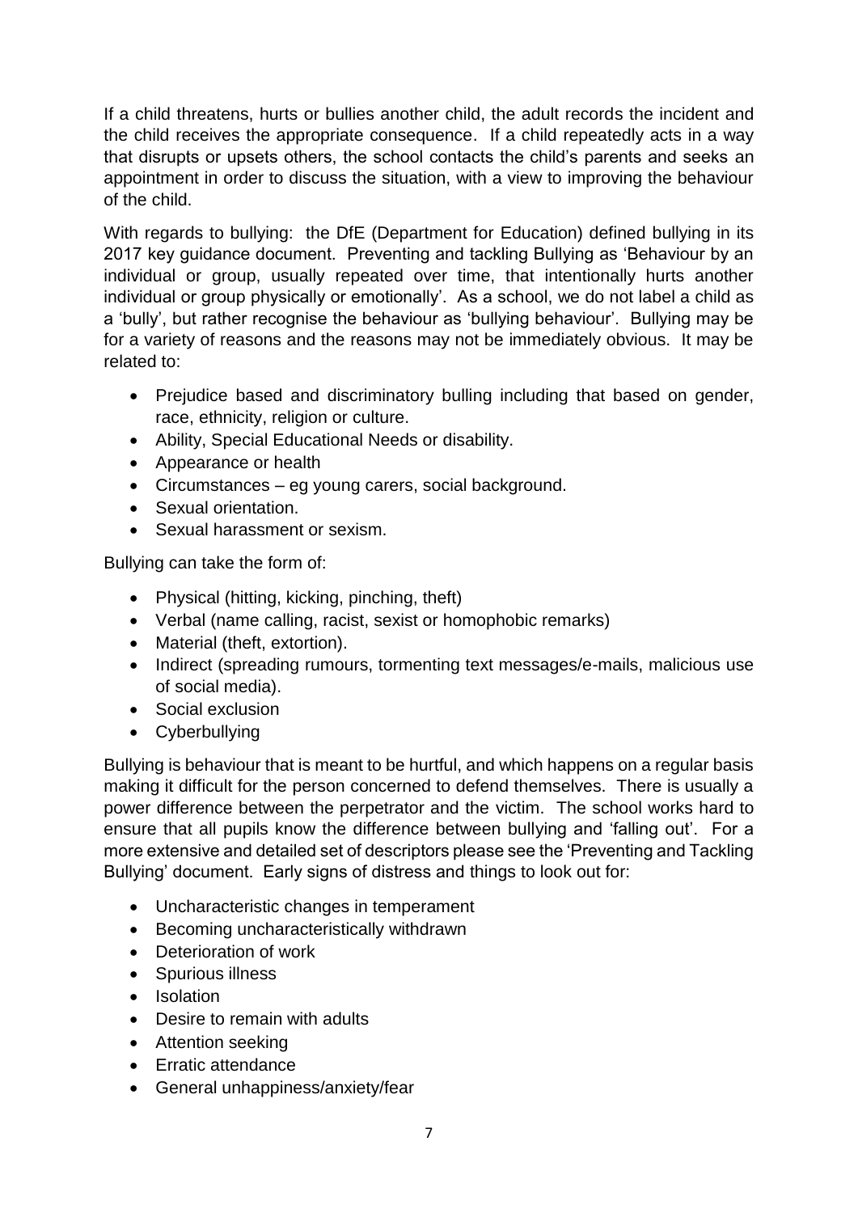If a child threatens, hurts or bullies another child, the adult records the incident and the child receives the appropriate consequence. If a child repeatedly acts in a way that disrupts or upsets others, the school contacts the child's parents and seeks an appointment in order to discuss the situation, with a view to improving the behaviour of the child.

With regards to bullying: the DfE (Department for Education) defined bullying in its 2017 key guidance document. Preventing and tackling Bullying as 'Behaviour by an individual or group, usually repeated over time, that intentionally hurts another individual or group physically or emotionally'. As a school, we do not label a child as a 'bully', but rather recognise the behaviour as 'bullying behaviour'. Bullying may be for a variety of reasons and the reasons may not be immediately obvious. It may be related to:

- Prejudice based and discriminatory bulling including that based on gender, race, ethnicity, religion or culture.
- Ability, Special Educational Needs or disability.
- Appearance or health
- Circumstances – eg young carers, social background.
- Sexual orientation.
- Sexual harassment or sexism.

Bullying can take the form of:

- Physical (hitting, kicking, pinching, theft)
- Verbal (name calling, racist, sexist or homophobic remarks)
- Material (theft, extortion).
- Indirect (spreading rumours, tormenting text messages/e-mails, malicious use of social media).
- Social exclusion
- Cyberbullying

Bullying is behaviour that is meant to be hurtful, and which happens on a regular basis making it difficult for the person concerned to defend themselves. There is usually a power difference between the perpetrator and the victim. The school works hard to ensure that all pupils know the difference between bullying and 'falling out'. For a more extensive and detailed set of descriptors please see the 'Preventing and Tackling Bullying' document. Early signs of distress and things to look out for:

- Uncharacteristic changes in temperament
- Becoming uncharacteristically withdrawn
- Deterioration of work
- Spurious illness
- Isolation
- Desire to remain with adults
- Attention seeking
- Erratic attendance
- General unhappiness/anxiety/fear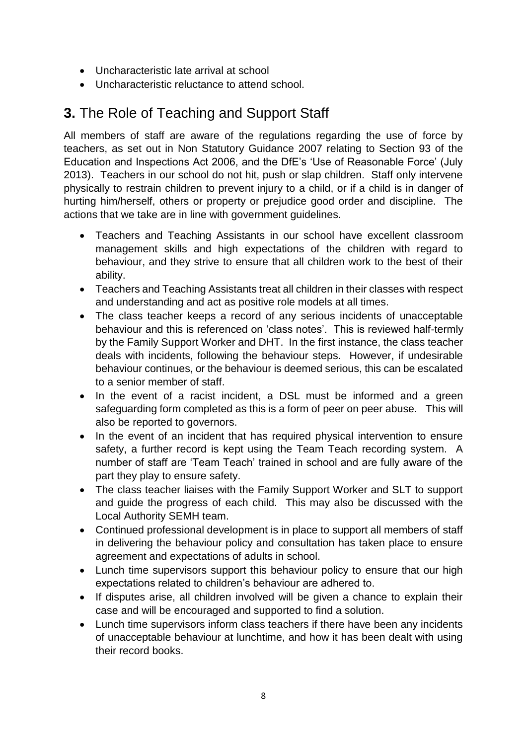- Uncharacteristic late arrival at school
- Uncharacteristic reluctance to attend school.

## **3.** The Role of Teaching and Support Staff

All members of staff are aware of the regulations regarding the use of force by teachers, as set out in Non Statutory Guidance 2007 relating to Section 93 of the Education and Inspections Act 2006, and the DfE's 'Use of Reasonable Force' (July 2013). Teachers in our school do not hit, push or slap children. Staff only intervene physically to restrain children to prevent injury to a child, or if a child is in danger of hurting him/herself, others or property or prejudice good order and discipline. The actions that we take are in line with government guidelines.

- Teachers and Teaching Assistants in our school have excellent classroom management skills and high expectations of the children with regard to behaviour, and they strive to ensure that all children work to the best of their ability.
- Teachers and Teaching Assistants treat all children in their classes with respect and understanding and act as positive role models at all times.
- The class teacher keeps a record of any serious incidents of unacceptable behaviour and this is referenced on 'class notes'. This is reviewed half-termly by the Family Support Worker and DHT. In the first instance, the class teacher deals with incidents, following the behaviour steps. However, if undesirable behaviour continues, or the behaviour is deemed serious, this can be escalated to a senior member of staff.
- In the event of a racist incident, a DSL must be informed and a green safeguarding form completed as this is a form of peer on peer abuse. This will also be reported to governors.
- In the event of an incident that has required physical intervention to ensure safety, a further record is kept using the Team Teach recording system. A number of staff are 'Team Teach' trained in school and are fully aware of the part they play to ensure safety.
- The class teacher liaises with the Family Support Worker and SLT to support and guide the progress of each child. This may also be discussed with the Local Authority SEMH team.
- Continued professional development is in place to support all members of staff in delivering the behaviour policy and consultation has taken place to ensure agreement and expectations of adults in school.
- Lunch time supervisors support this behaviour policy to ensure that our high expectations related to children's behaviour are adhered to.
- If disputes arise, all children involved will be given a chance to explain their case and will be encouraged and supported to find a solution.
- Lunch time supervisors inform class teachers if there have been any incidents of unacceptable behaviour at lunchtime, and how it has been dealt with using their record books.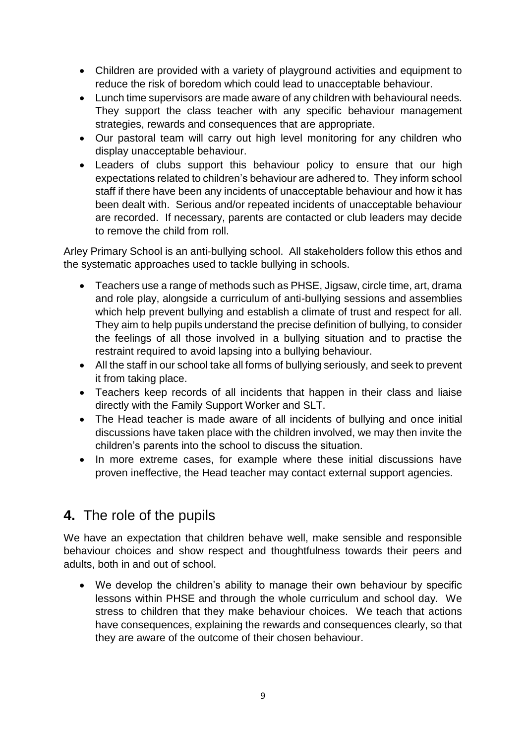- Children are provided with a variety of playground activities and equipment to reduce the risk of boredom which could lead to unacceptable behaviour.
- Lunch time supervisors are made aware of any children with behavioural needs. They support the class teacher with any specific behaviour management strategies, rewards and consequences that are appropriate.
- Our pastoral team will carry out high level monitoring for any children who display unacceptable behaviour.
- Leaders of clubs support this behaviour policy to ensure that our high expectations related to children's behaviour are adhered to. They inform school staff if there have been any incidents of unacceptable behaviour and how it has been dealt with. Serious and/or repeated incidents of unacceptable behaviour are recorded. If necessary, parents are contacted or club leaders may decide to remove the child from roll.

Arley Primary School is an anti-bullying school. All stakeholders follow this ethos and the systematic approaches used to tackle bullying in schools.

- Teachers use a range of methods such as PHSE, Jigsaw, circle time, art, drama and role play, alongside a curriculum of anti-bullying sessions and assemblies which help prevent bullying and establish a climate of trust and respect for all. They aim to help pupils understand the precise definition of bullying, to consider the feelings of all those involved in a bullying situation and to practise the restraint required to avoid lapsing into a bullying behaviour.
- All the staff in our school take all forms of bullying seriously, and seek to prevent it from taking place.
- Teachers keep records of all incidents that happen in their class and liaise directly with the Family Support Worker and SLT.
- The Head teacher is made aware of all incidents of bullying and once initial discussions have taken place with the children involved, we may then invite the children's parents into the school to discuss the situation.
- In more extreme cases, for example where these initial discussions have proven ineffective, the Head teacher may contact external support agencies.

## **4.** The role of the pupils

We have an expectation that children behave well, make sensible and responsible behaviour choices and show respect and thoughtfulness towards their peers and adults, both in and out of school.

- We develop the children's ability to manage their own behaviour by specific lessons within PHSE and through the whole curriculum and school day. We stress to children that they make behaviour choices. We teach that actions have consequences, explaining the rewards and consequences clearly, so that they are aware of the outcome of their chosen behaviour.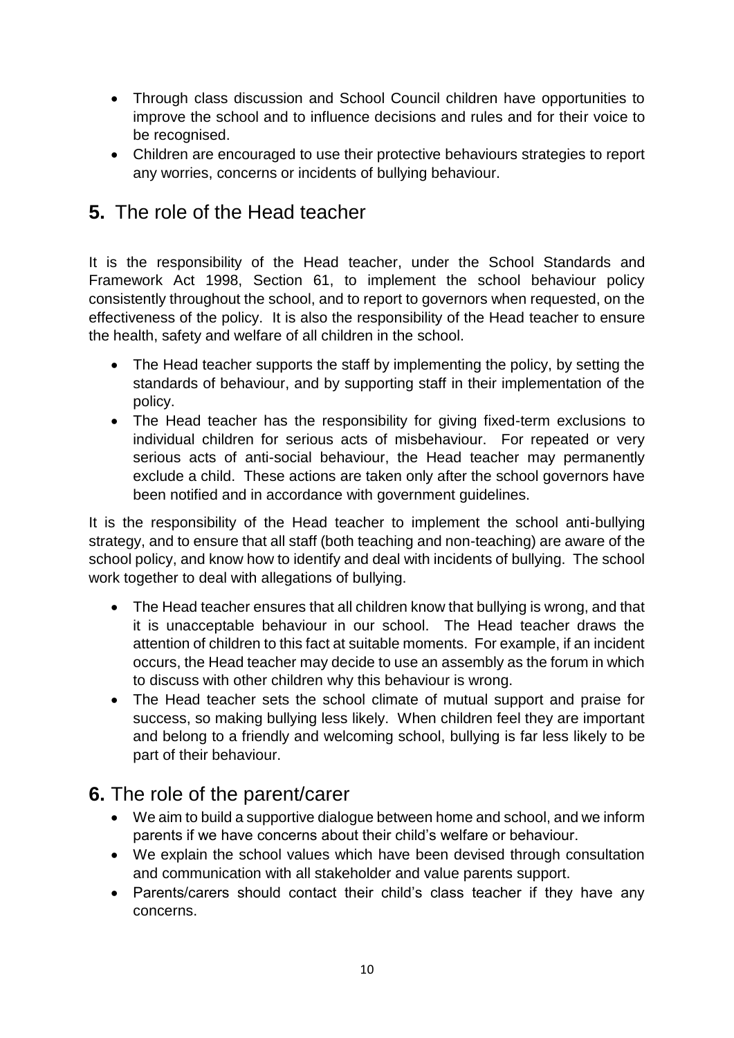- Through class discussion and School Council children have opportunities to improve the school and to influence decisions and rules and for their voice to be recognised.
- Children are encouraged to use their protective behaviours strategies to report any worries, concerns or incidents of bullying behaviour.

## **5.** The role of the Head teacher

It is the responsibility of the Head teacher, under the School Standards and Framework Act 1998, Section 61, to implement the school behaviour policy consistently throughout the school, and to report to governors when requested, on the effectiveness of the policy. It is also the responsibility of the Head teacher to ensure the health, safety and welfare of all children in the school.

- The Head teacher supports the staff by implementing the policy, by setting the standards of behaviour, and by supporting staff in their implementation of the policy.
- The Head teacher has the responsibility for giving fixed-term exclusions to individual children for serious acts of misbehaviour. For repeated or very serious acts of anti-social behaviour, the Head teacher may permanently exclude a child. These actions are taken only after the school governors have been notified and in accordance with government guidelines.

It is the responsibility of the Head teacher to implement the school anti-bullying strategy, and to ensure that all staff (both teaching and non-teaching) are aware of the school policy, and know how to identify and deal with incidents of bullying. The school work together to deal with allegations of bullying.

- The Head teacher ensures that all children know that bullying is wrong, and that it is unacceptable behaviour in our school. The Head teacher draws the attention of children to this fact at suitable moments. For example, if an incident occurs, the Head teacher may decide to use an assembly as the forum in which to discuss with other children why this behaviour is wrong.
- The Head teacher sets the school climate of mutual support and praise for success, so making bullying less likely. When children feel they are important and belong to a friendly and welcoming school, bullying is far less likely to be part of their behaviour.

## **6.** The role of the parent/carer

- We aim to build a supportive dialogue between home and school, and we inform parents if we have concerns about their child's welfare or behaviour.
- We explain the school values which have been devised through consultation and communication with all stakeholder and value parents support.
- Parents/carers should contact their child's class teacher if they have any concerns.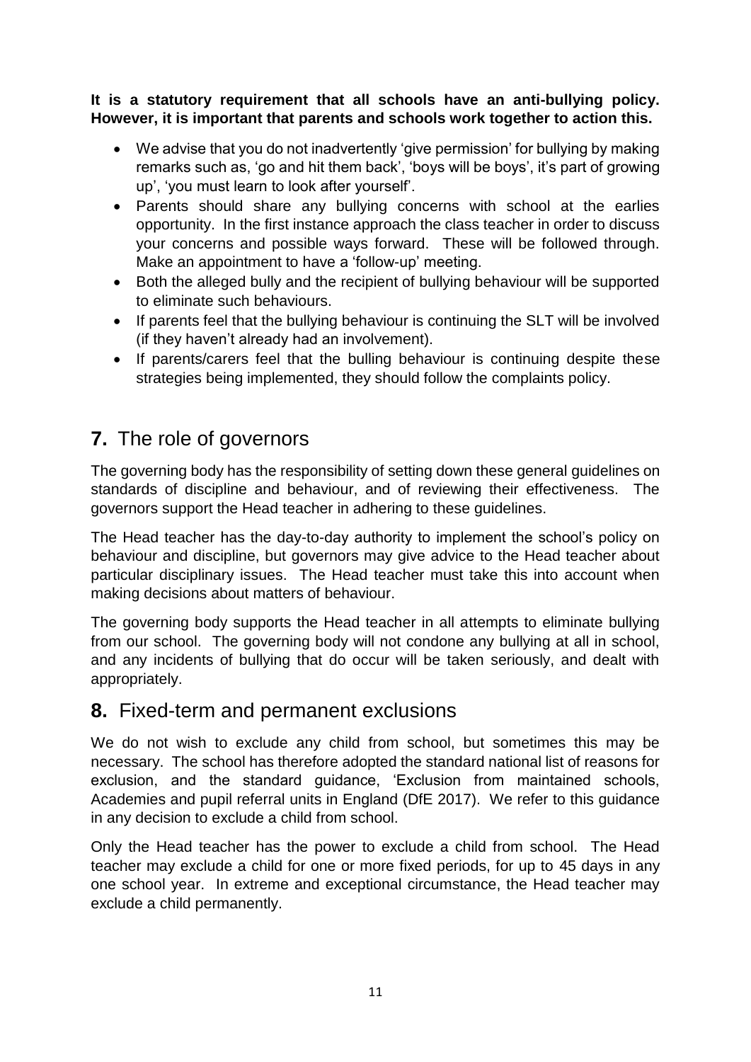**It is a statutory requirement that all schools have an anti-bullying policy. However, it is important that parents and schools work together to action this.**

- We advise that you do not inadvertently 'give permission' for bullying by making remarks such as, 'go and hit them back', 'boys will be boys', it's part of growing up', 'you must learn to look after yourself'.
- Parents should share any bullying concerns with school at the earlies opportunity. In the first instance approach the class teacher in order to discuss your concerns and possible ways forward. These will be followed through. Make an appointment to have a 'follow-up' meeting.
- Both the alleged bully and the recipient of bullying behaviour will be supported to eliminate such behaviours.
- If parents feel that the bullying behaviour is continuing the SLT will be involved (if they haven't already had an involvement).
- If parents/carers feel that the bulling behaviour is continuing despite these strategies being implemented, they should follow the complaints policy.

## 7. The role of governors

The governing body has the responsibility of setting down these general guidelines on standards of discipline and behaviour, and of reviewing their effectiveness. The governors support the Head teacher in adhering to these guidelines.

The Head teacher has the day-to-day authority to implement the school's policy on behaviour and discipline, but governors may give advice to the Head teacher about particular disciplinary issues. The Head teacher must take this into account when making decisions about matters of behaviour.

The governing body supports the Head teacher in all attempts to eliminate bullying from our school. The governing body will not condone any bullying at all in school, and any incidents of bullying that do occur will be taken seriously, and dealt with appropriately.

## 8. Fixed-term and permanent exclusions

We do not wish to exclude any child from school, but sometimes this may be necessary. The school has therefore adopted the standard national list of reasons for exclusion, and the standard guidance, 'Exclusion from maintained schools, Academies and pupil referral units in England (DfE 2017). We refer to this guidance in any decision to exclude a child from school.

Only the Head teacher has the power to exclude a child from school. The Head teacher may exclude a child for one or more fixed periods, for up to 45 days in any one school year. In extreme and exceptional circumstance, the Head teacher may exclude a child permanently.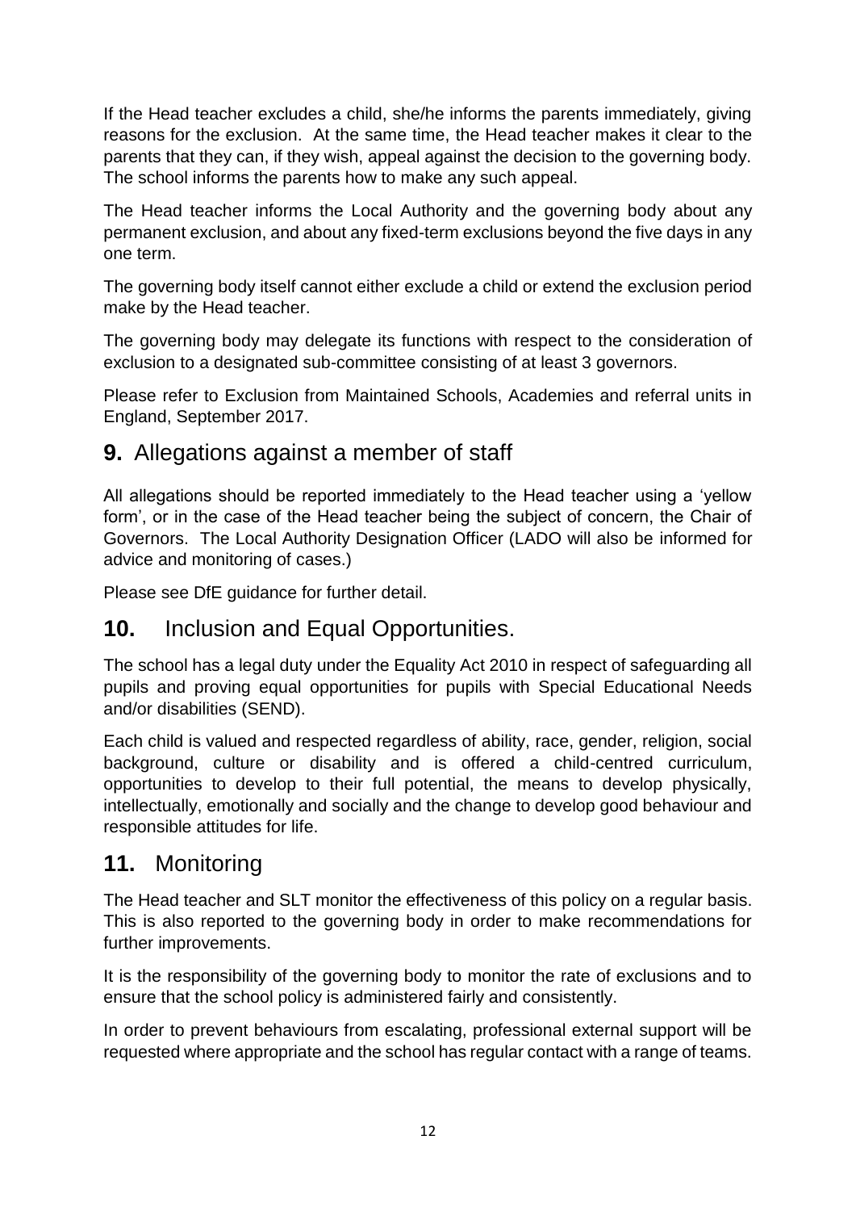If the Head teacher excludes a child, she/he informs the parents immediately, giving reasons for the exclusion. At the same time, the Head teacher makes it clear to the parents that they can, if they wish, appeal against the decision to the governing body. The school informs the parents how to make any such appeal.

The Head teacher informs the Local Authority and the governing body about any permanent exclusion, and about any fixed-term exclusions beyond the five days in any one term.

The governing body itself cannot either exclude a child or extend the exclusion period make by the Head teacher.

The governing body may delegate its functions with respect to the consideration of exclusion to a designated sub-committee consisting of at least 3 governors.

Please refer to Exclusion from Maintained Schools, Academies and referral units in England, September 2017.

## **9.** Allegations against a member of staff

All allegations should be reported immediately to the Head teacher using a 'yellow form', or in the case of the Head teacher being the subject of concern, the Chair of Governors. The Local Authority Designation Officer (LADO will also be informed for advice and monitoring of cases.)

Please see DfE guidance for further detail.

## **10.** Inclusion and Equal Opportunities.

The school has a legal duty under the Equality Act 2010 in respect of safeguarding all pupils and proving equal opportunities for pupils with Special Educational Needs and/or disabilities (SEND).

Each child is valued and respected regardless of ability, race, gender, religion, social background, culture or disability and is offered a child-centred curriculum, opportunities to develop to their full potential, the means to develop physically, intellectually, emotionally and socially and the change to develop good behaviour and responsible attitudes for life.

## **11.** Monitoring

The Head teacher and SLT monitor the effectiveness of this policy on a regular basis. This is also reported to the governing body in order to make recommendations for further improvements.

It is the responsibility of the governing body to monitor the rate of exclusions and to ensure that the school policy is administered fairly and consistently.

In order to prevent behaviours from escalating, professional external support will be requested where appropriate and the school has regular contact with a range of teams.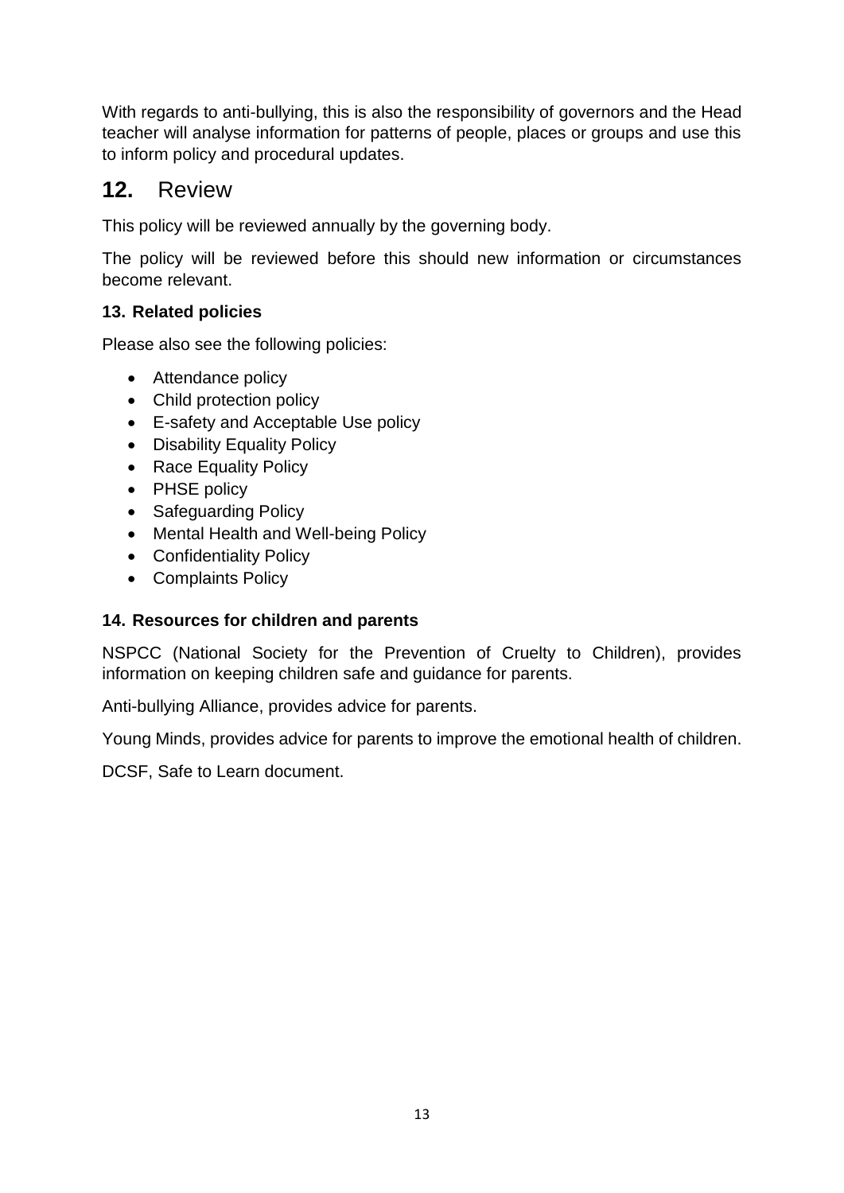With regards to anti-bullying, this is also the responsibility of governors and the Head teacher will analyse information for patterns of people, places or groups and use this to inform policy and procedural updates.

## 12. Review

This policy will be reviewed annually by the governing body.

The policy will be reviewed before this should new information or circumstances become relevant.

### 13. Related policies

Please also see the following policies:

- Attendance policy
- Child protection policy
- E-safety and Acceptable Use policy
- Disability Equality Policy
- Race Equality Policy
- PHSE policy
- Safeguarding Policy
- Mental Health and Well-being Policy
- Confidentiality Policy
- Complaints Policy

### 14. Resources for children and parents

NSPCC (National Society for the Prevention of Cruelty to Children), provides information on keeping children safe and guidance for parents.

Anti-bullying Alliance, provides advice for parents.

Young Minds, provides advice for parents to improve the emotional health of children.

DCSF, Safe to Learn document.